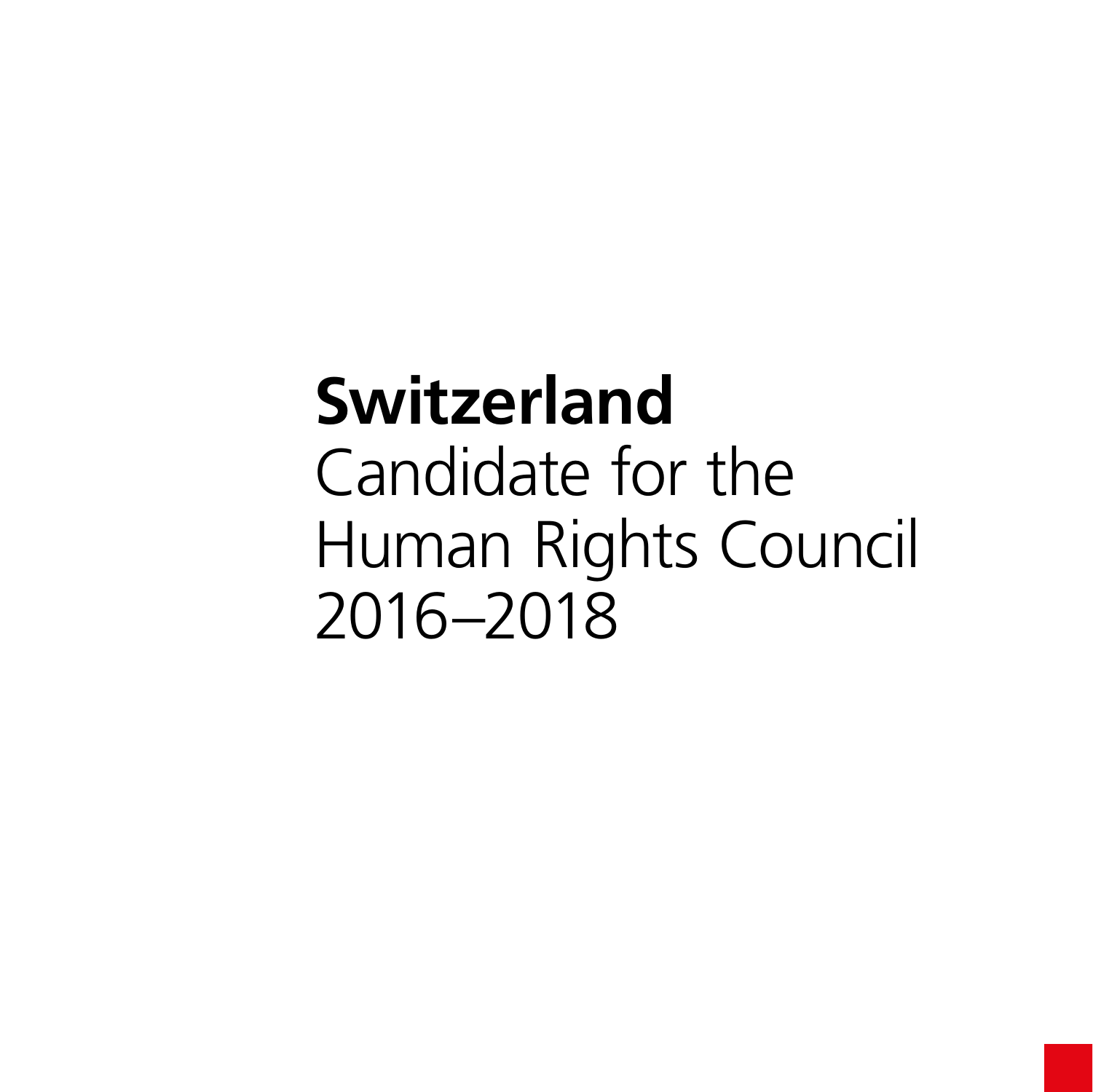# **Switzerland**
Candidate for the
Human Rights Council
2016–2018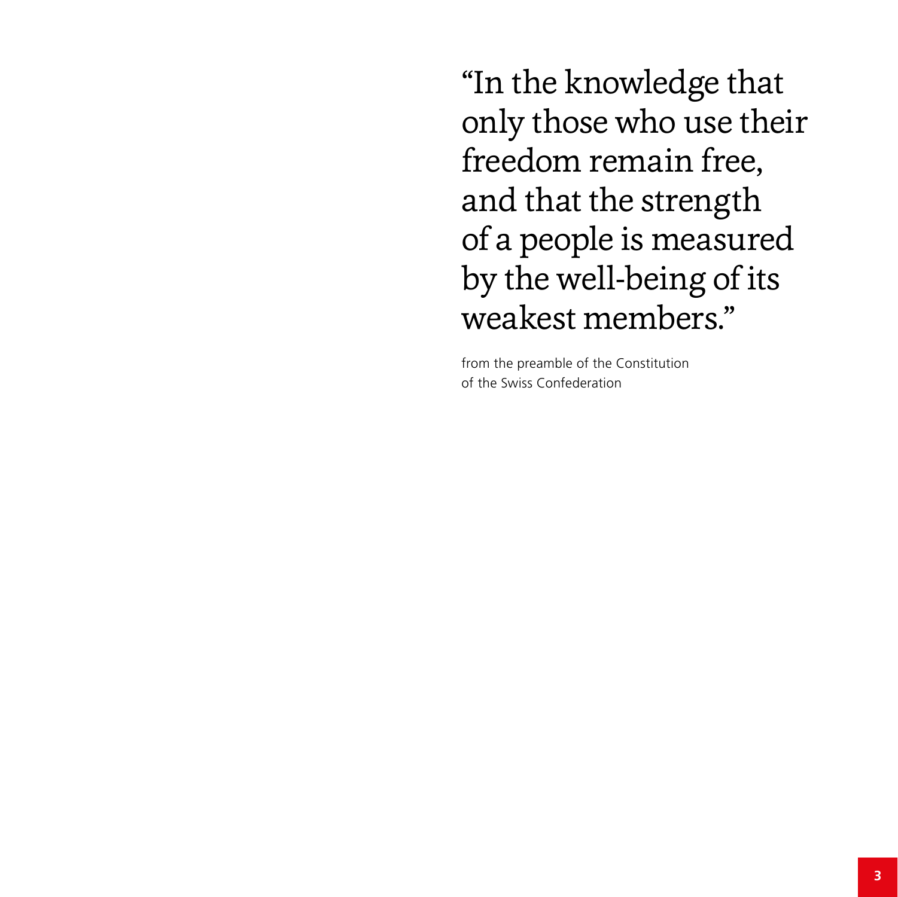"In the knowledge that only those who use their freedom remain free, and that the strength of a people is measured by the well-being of its weakest members."

from the preamble of the Constitution of the Swiss Confederation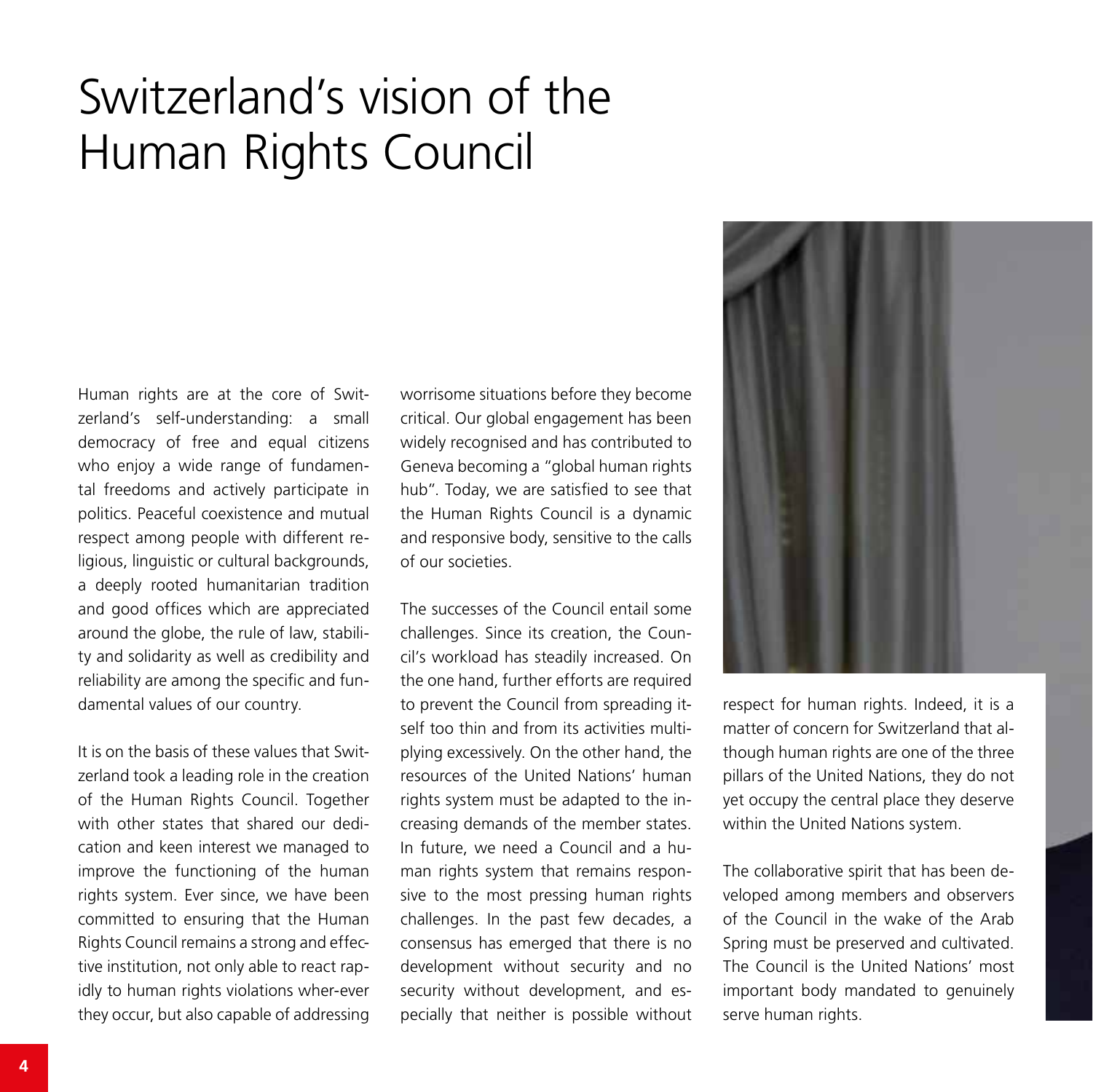# Switzerland's vision of the Human Rights Council

Human rights are at the core of Switzerland's self-understanding: a small democracy of free and equal citizens who enjoy a wide range of fundamental freedoms and actively participate in politics. Peaceful coexistence and mutual respect among people with different religious, linguistic or cultural backgrounds, a deeply rooted humanitarian tradition and good offices which are appreciated around the globe, the rule of law, stability and solidarity as well as credibility and reliability are among the specific and fundamental values of our country.

It is on the basis of these values that Switzerland took a leading role in the creation of the Human Rights Council. Together with other states that shared our dedication and keen interest we managed to improve the functioning of the human rights system. Ever since, we have been committed to ensuring that the Human Rights Council remains a strong and effective institution, not only able to react rapidly to human rights violations wher-ever they occur, but also capable of addressing worrisome situations before they become critical. Our global engagement has been widely recognised and has contributed to Geneva becoming a "global human rights hub". Today, we are satisfied to see that the Human Rights Council is a dynamic and responsive body, sensitive to the calls of our societies.

The successes of the Council entail some challenges. Since its creation, the Council's workload has steadily increased. On the one hand, further efforts are required to prevent the Council from spreading itself too thin and from its activities multiplying excessively. On the other hand, the resources of the United Nations' human rights system must be adapted to the increasing demands of the member states. In future, we need a Council and a human rights system that remains responsive to the most pressing human rights challenges. In the past few decades, a consensus has emerged that there is no development without security and no security without development, and especially that neither is possible without respect for human rights. Indeed, it is a matter of concern for Switzerland that although human rights are one of the three pillars of the United Nations, they do not yet occupy the central place they deserve within the United Nations system.

The collaborative spirit that has been developed among members and observers of the Council in the wake of the Arab Spring must be preserved and cultivated. The Council is the United Nations' most important body mandated to genuinely serve human rights.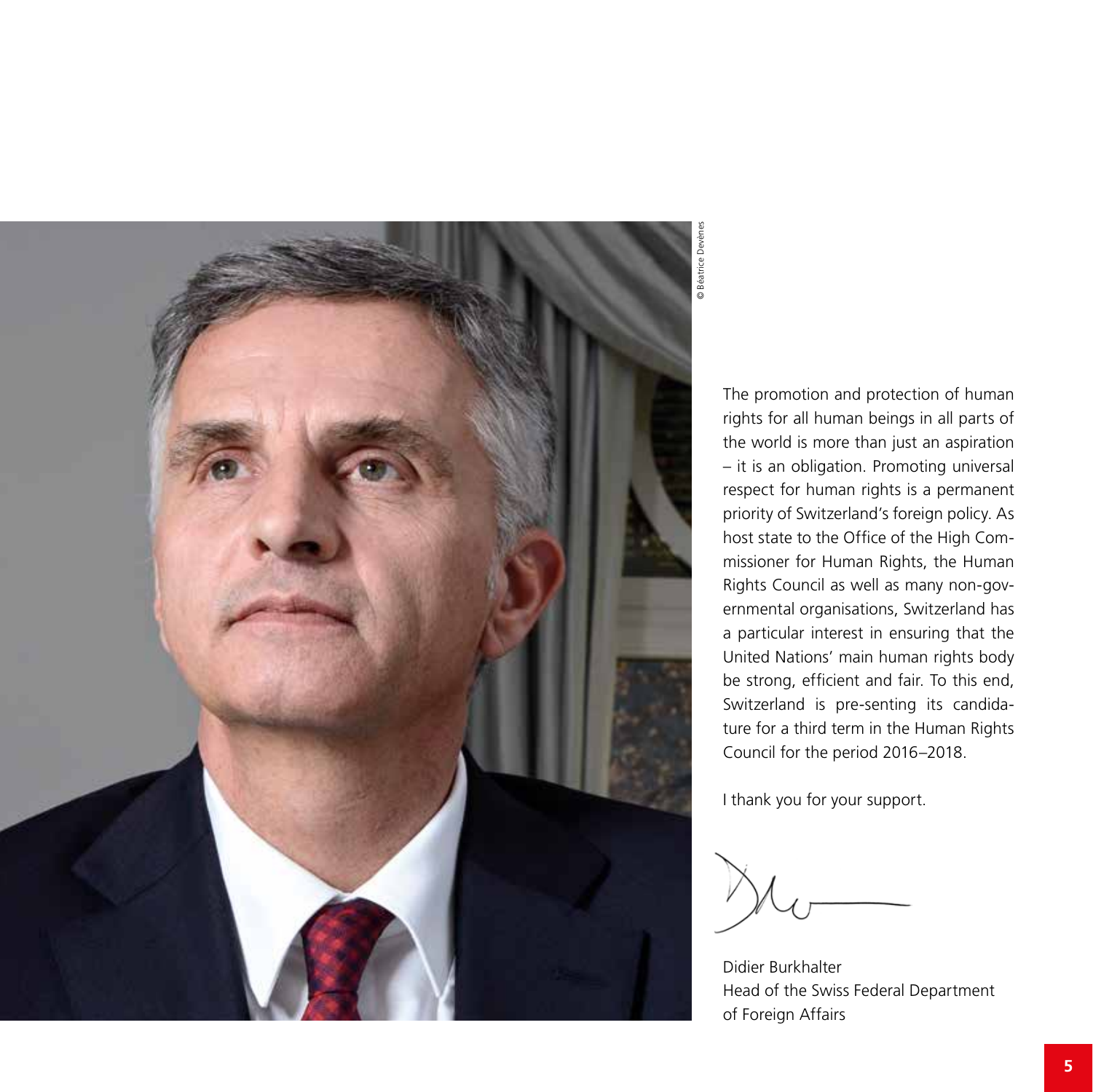© Béatrice Devènes

The promotion and protection of human rights for all human beings in all parts of the world is more than just an aspiration – it is an obligation. Promoting universal respect for human rights is a permanent priority of Switzerland's foreign policy. As host state to the Office of the High Commissioner for Human Rights, the Human Rights Council as well as many non-governmental organisations, Switzerland has a particular interest in ensuring that the United Nations' main human rights body be strong, efficient and fair. To this end, Switzerland is pre-senting its candidature for a third term in the Human Rights Council for the period 2016–2018.

I thank you for your support.

Didier Burkhalter
Head of the Swiss Federal Department of Foreign Affairs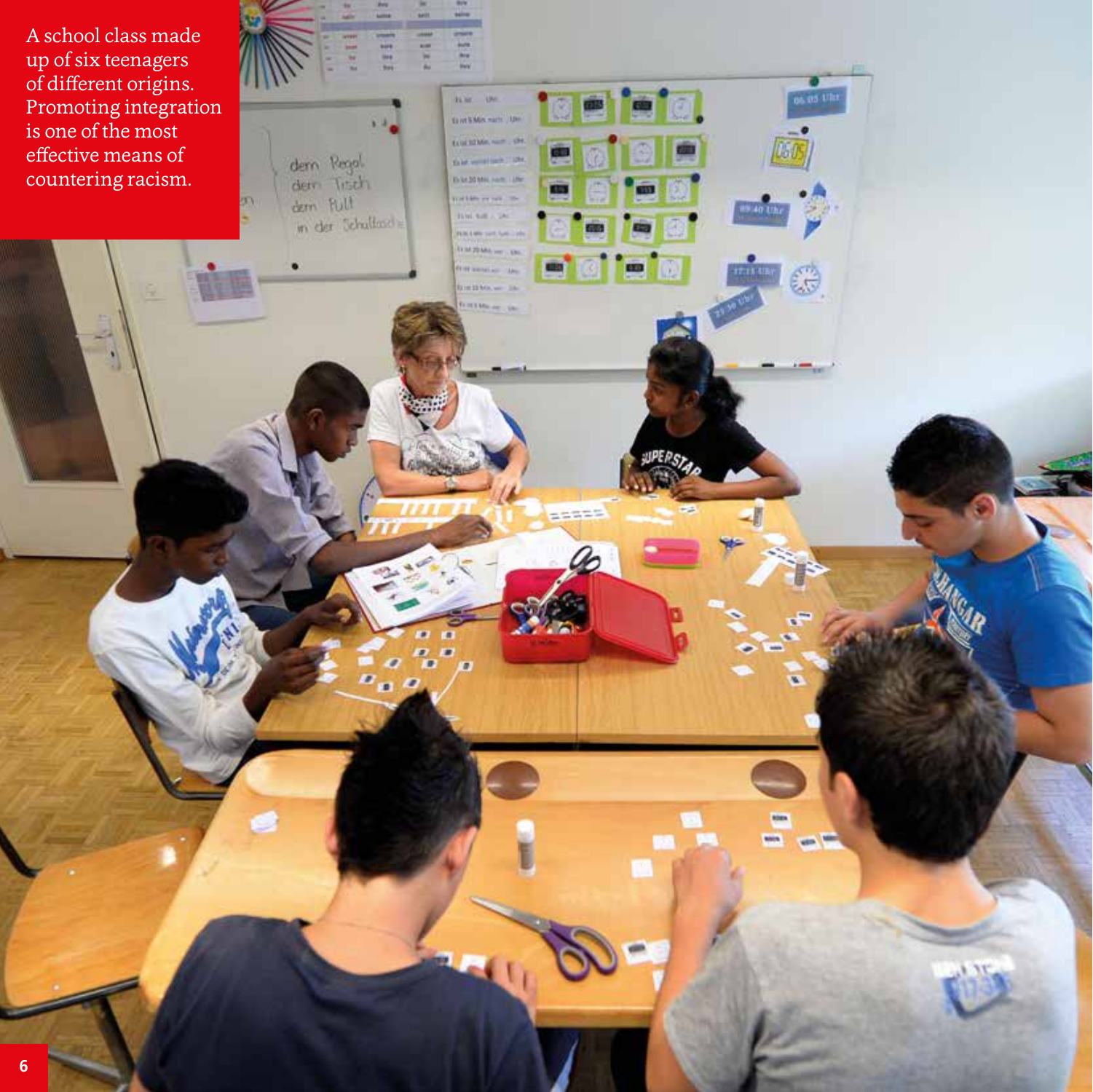A school class made up of six teenagers of different origins. Promoting integration is one of the most effective means of countering racism.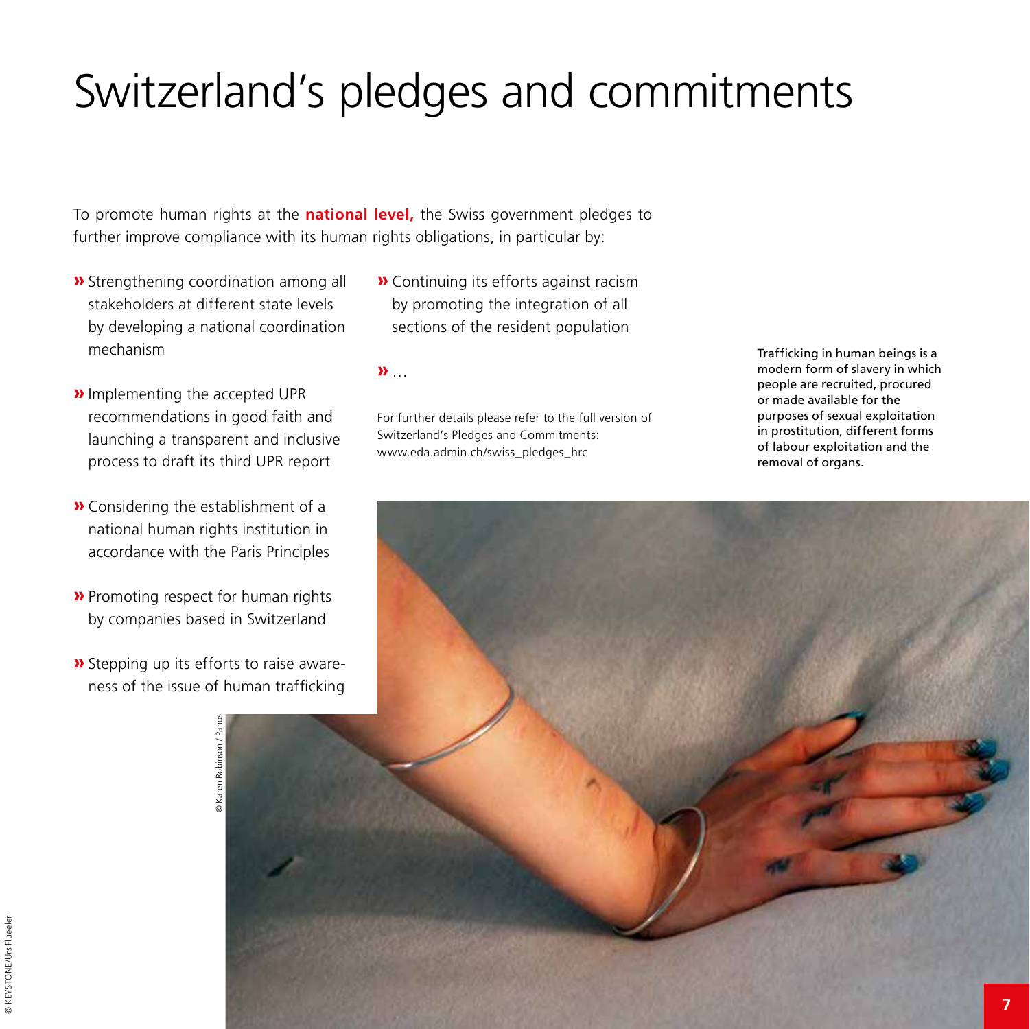# Switzerland's pledges and commitments

To promote human rights at the **national level,** the Swiss government pledges to further improve compliance with its human rights obligations, in particular by:

» Strengthening coordination among all stakeholders at different state levels by developing a national coordination mechanism

» Implementing the accepted UPR recommendations in good faith and launching a transparent and inclusive process to draft its third UPR report

» Considering the establishment of a national human rights institution in accordance with the Paris Principles

» Promoting respect for human rights by companies based in Switzerland

» Stepping up its efforts to raise awareness of the issue of human trafficking

» Continuing its efforts against racism by promoting the integration of all sections of the resident population

» …

For further details please refer to the full version of Switzerland's Pledges and Commitments: www.eda.admin.ch/swiss_pledges_hrc

Trafficking in human beings is a modern form of slavery in which people are recruited, procured or made available for the purposes of sexual exploitation in prostitution, different forms of labour exploitation and the removal of organs.

© Karen Robinson / Panos

© KEYSTONE/Urs Flueeler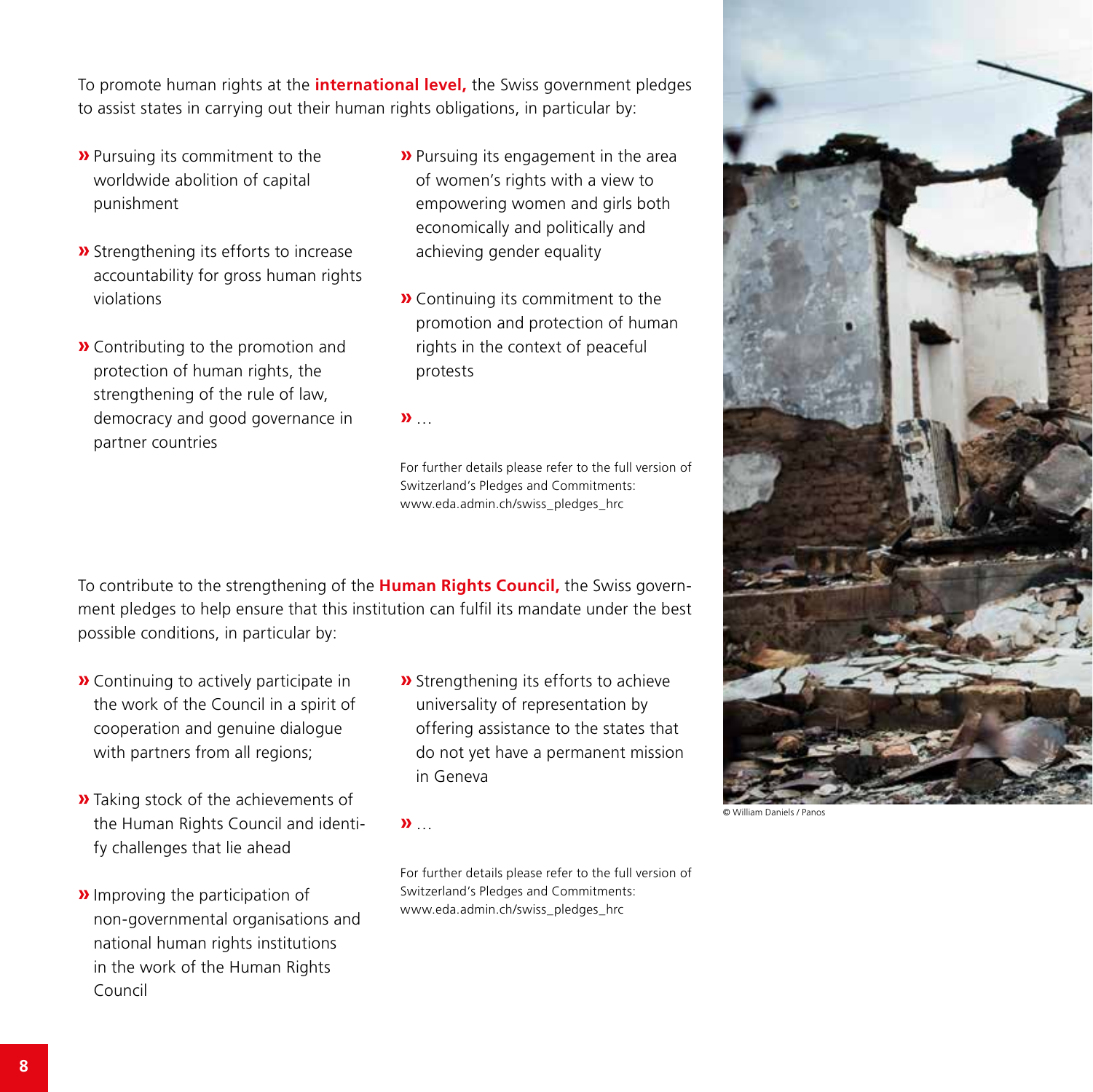To promote human rights at the **international level,** the Swiss government pledges to assist states in carrying out their human rights obligations, in particular by:

- Pursuing its commitment to the worldwide abolition of capital punishment
- Strengthening its efforts to increase accountability for gross human rights violations
- Contributing to the promotion and protection of human rights, the strengthening of the rule of law, democracy and good governance in partner countries
- Pursuing its engagement in the area of women's rights with a view to empowering women and girls both economically and politically and achieving gender equality
- Continuing its commitment to the promotion and protection of human rights in the context of peaceful protests
- …

For further details please refer to the full version of Switzerland's Pledges and Commitments: www.eda.admin.ch/swiss_pledges_hrc

To contribute to the strengthening of the **Human Rights Council,** the Swiss government pledges to help ensure that this institution can fulfil its mandate under the best possible conditions, in particular by:

- Continuing to actively participate in the work of the Council in a spirit of cooperation and genuine dialogue with partners from all regions;
- Taking stock of the achievements of the Human Rights Council and identify challenges that lie ahead
- Improving the participation of non-governmental organisations and national human rights institutions in the work of the Human Rights Council
- Strengthening its efforts to achieve universality of representation by offering assistance to the states that do not yet have a permanent mission in Geneva
- …

For further details please refer to the full version of Switzerland's Pledges and Commitments: www.eda.admin.ch/swiss_pledges_hrc

© William Daniels / Panos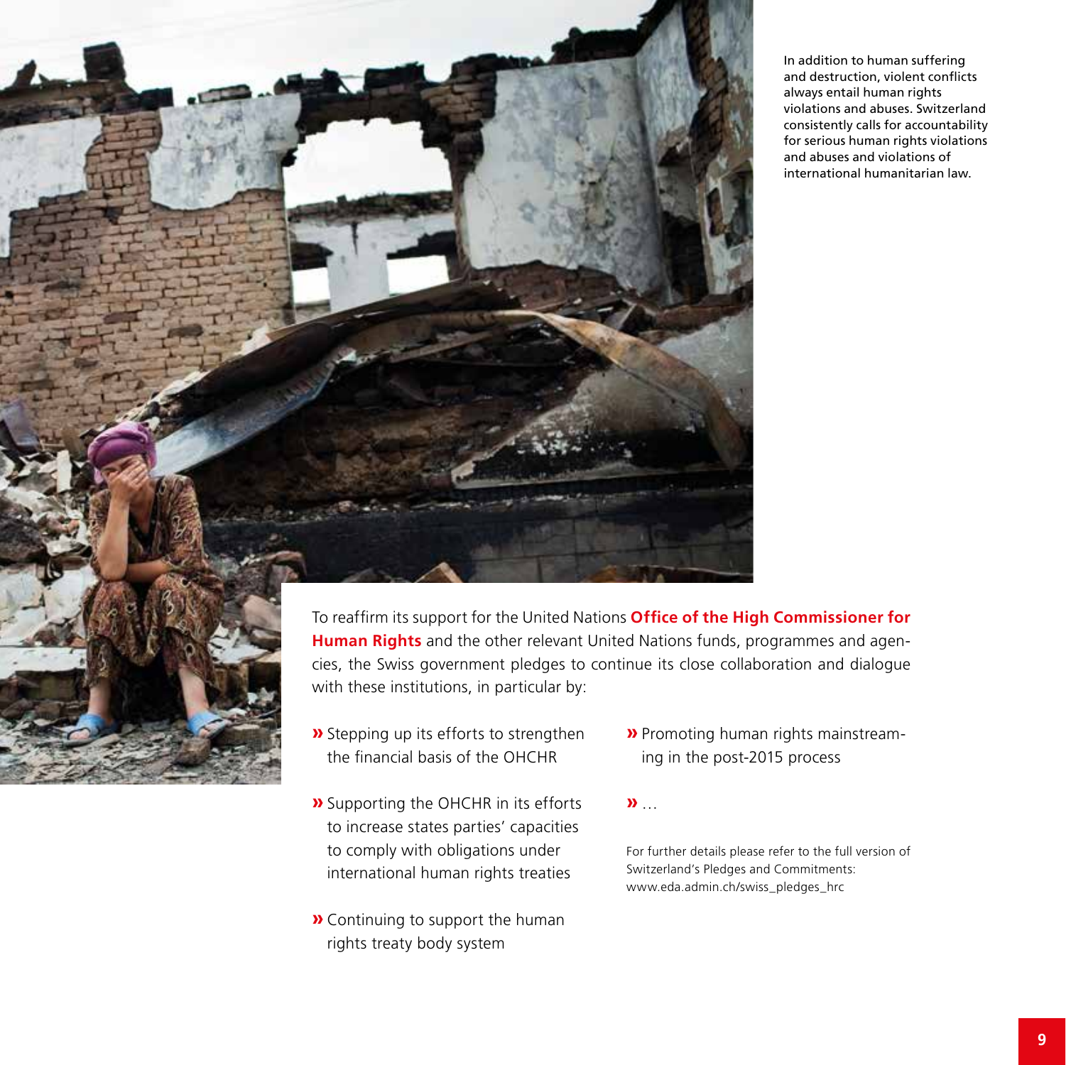In addition to human suffering and destruction, violent conflicts always entail human rights violations and abuses. Switzerland consistently calls for accountability for serious human rights violations and abuses and violations of international humanitarian law.

To reaffirm its support for the United Nations **Office of the High Commissioner for Human Rights** and the other relevant United Nations funds, programmes and agencies, the Swiss government pledges to continue its close collaboration and dialogue with these institutions, in particular by:

- Stepping up its efforts to strengthen the financial basis of the OHCHR
- Supporting the OHCHR in its efforts to increase states parties' capacities to comply with obligations under international human rights treaties
- Continuing to support the human rights treaty body system
- Promoting human rights mainstreaming in the post-2015 process
- …

For further details please refer to the full version of Switzerland's Pledges and Commitments: www.eda.admin.ch/swiss_pledges_hrc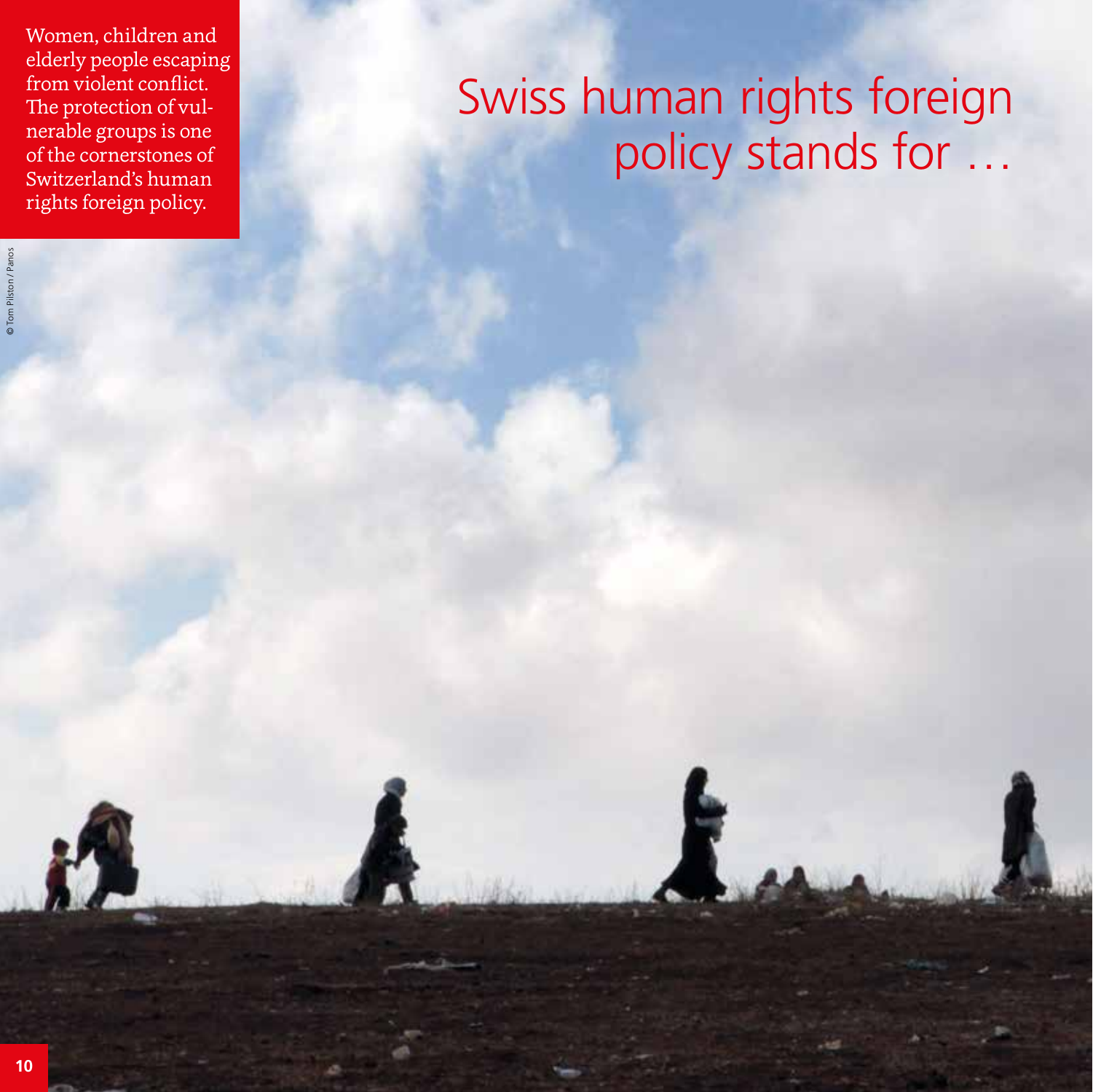Women, children and elderly people escaping from violent conflict. The protection of vulnerable groups is one of the cornerstones of Switzerland's human rights foreign policy.

© Tom Pilston / Panos

# Swiss human rights foreign policy stands for …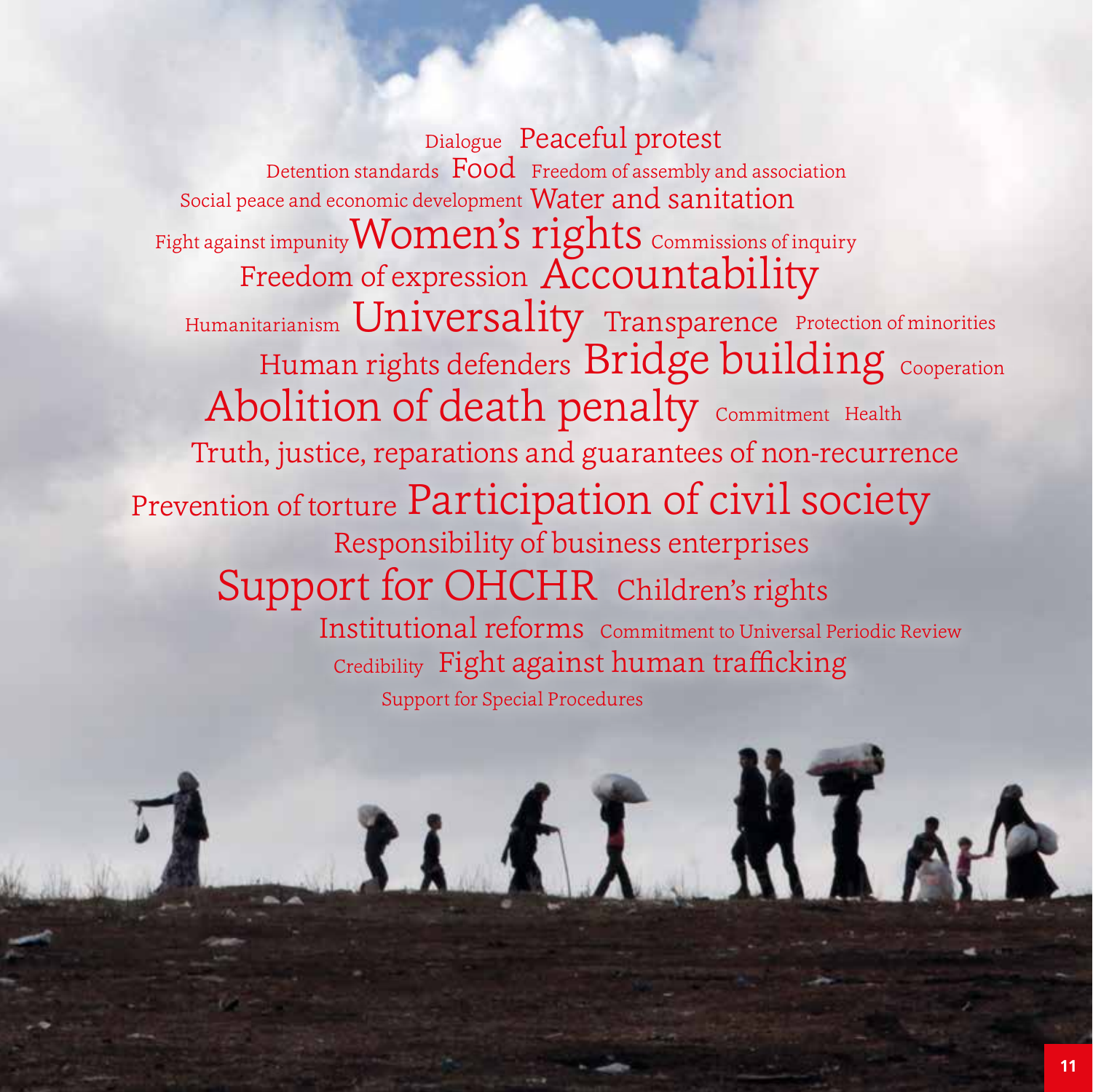Dialogue Peaceful protest

Detention standards Food Freedom of assembly and association

Social peace and economic development Water and sanitation

Fight against impunity Women's rights Commissions of inquiry

Freedom of expression Accountability

Humanitarianism Universality Transparence Protection of minorities

Human rights defenders Bridge building Cooperation

Abolition of death penalty Commitment Health

Truth, justice, reparations and guarantees of non-recurrence

Prevention of torture Participation of civil society

Responsibility of business enterprises

Support for OHCHR Children's rights

Institutional reforms Commitment to Universal Periodic Review

Credibility Fight against human trafficking

Support for Special Procedures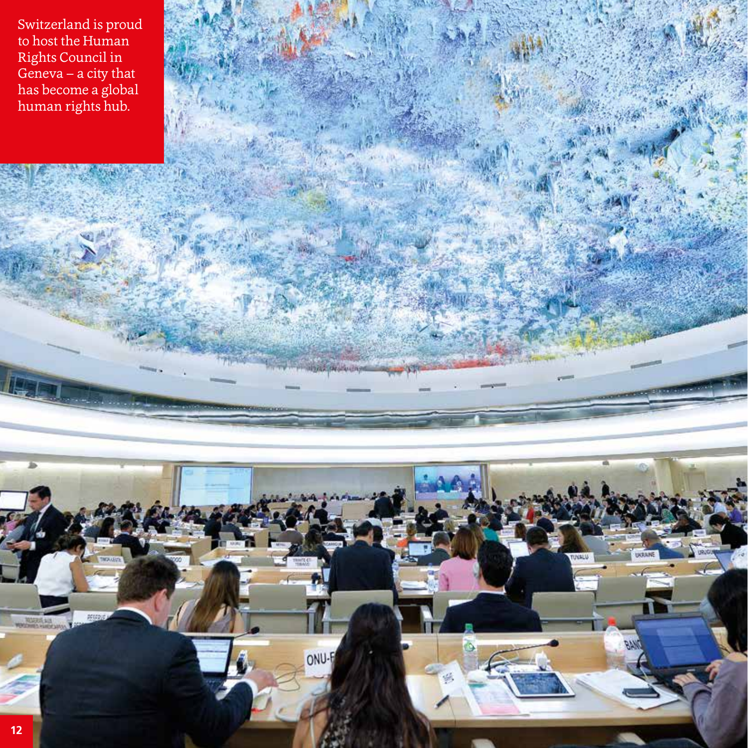Switzerland is proud to host the Human Rights Council in Geneva – a city that has become a global human rights hub.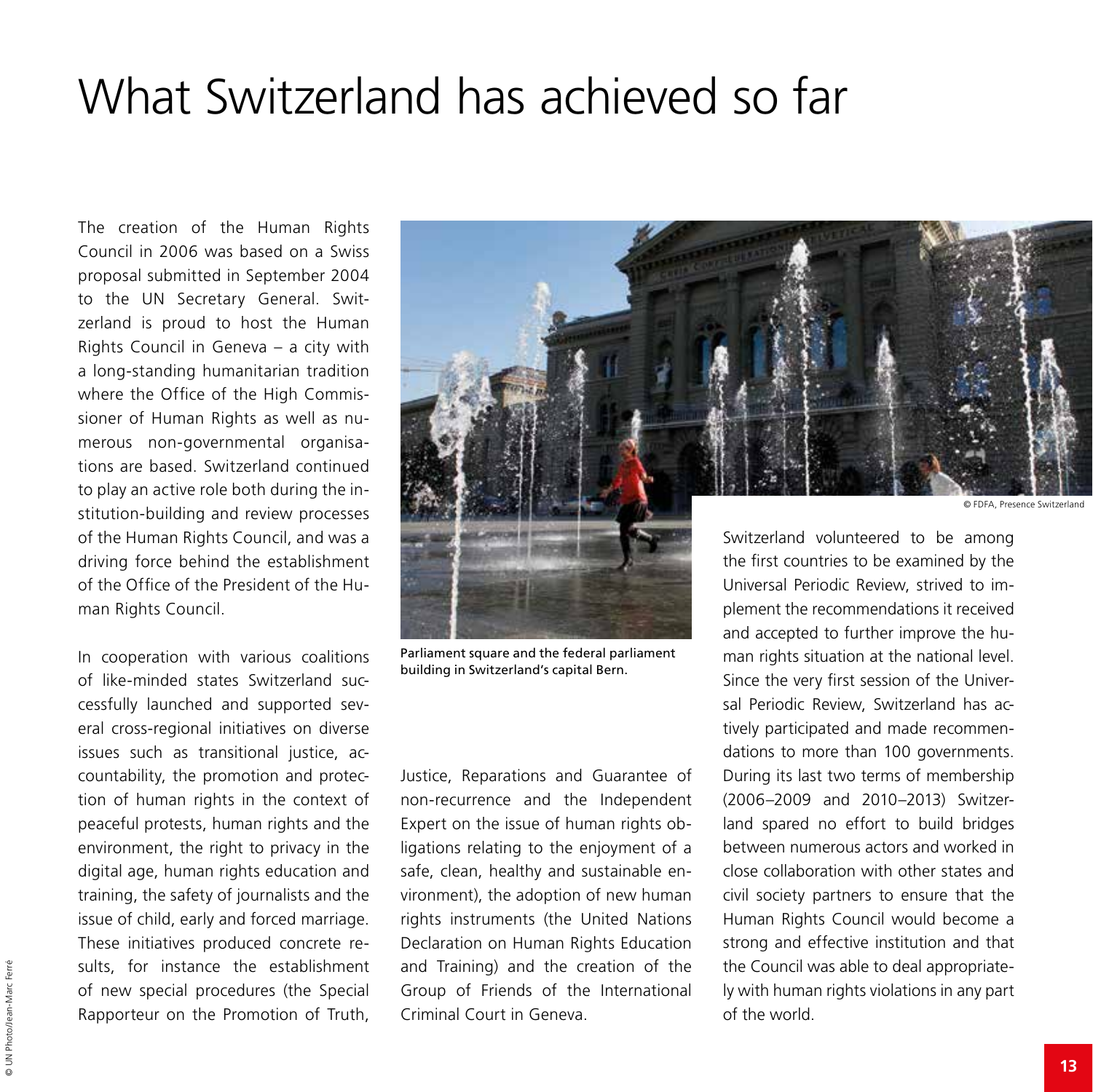# What Switzerland has achieved so far

The creation of the Human Rights Council in 2006 was based on a Swiss proposal submitted in September 2004 to the UN Secretary General. Switzerland is proud to host the Human Rights Council in Geneva – a city with a long-standing humanitarian tradition where the Office of the High Commissioner of Human Rights as well as numerous non-governmental organisations are based. Switzerland continued to play an active role both during the institution-building and review processes of the Human Rights Council, and was a driving force behind the establishment of the Office of the President of the Human Rights Council.

In cooperation with various coalitions of like-minded states Switzerland successfully launched and supported several cross-regional initiatives on diverse issues such as transitional justice, accountability, the promotion and protection of human rights in the context of peaceful protests, human rights and the environment, the right to privacy in the digital age, human rights education and training, the safety of journalists and the issue of child, early and forced marriage. These initiatives produced concrete results, for instance the establishment of new special procedures (the Special Rapporteur on the Promotion of Truth, Justice, Reparations and Guarantee of non-recurrence and the Independent Expert on the issue of human rights obligations relating to the enjoyment of a safe, clean, healthy and sustainable environment), the adoption of new human rights instruments (the United Nations Declaration on Human Rights Education and Training) and the creation of the Group of Friends of the International Criminal Court in Geneva.

Parliament square and the federal parliament building in Switzerland's capital Bern.

© FDFA, Presence Switzerland

Switzerland volunteered to be among the first countries to be examined by the Universal Periodic Review, strived to implement the recommendations it received and accepted to further improve the human rights situation at the national level. Since the very first session of the Universal Periodic Review, Switzerland has actively participated and made recommendations to more than 100 governments. During its last two terms of membership (2006–2009 and 2010–2013) Switzerland spared no effort to build bridges between numerous actors and worked in close collaboration with other states and civil society partners to ensure that the Human Rights Council would become a strong and effective institution and that the Council was able to deal appropriately with human rights violations in any part of the world.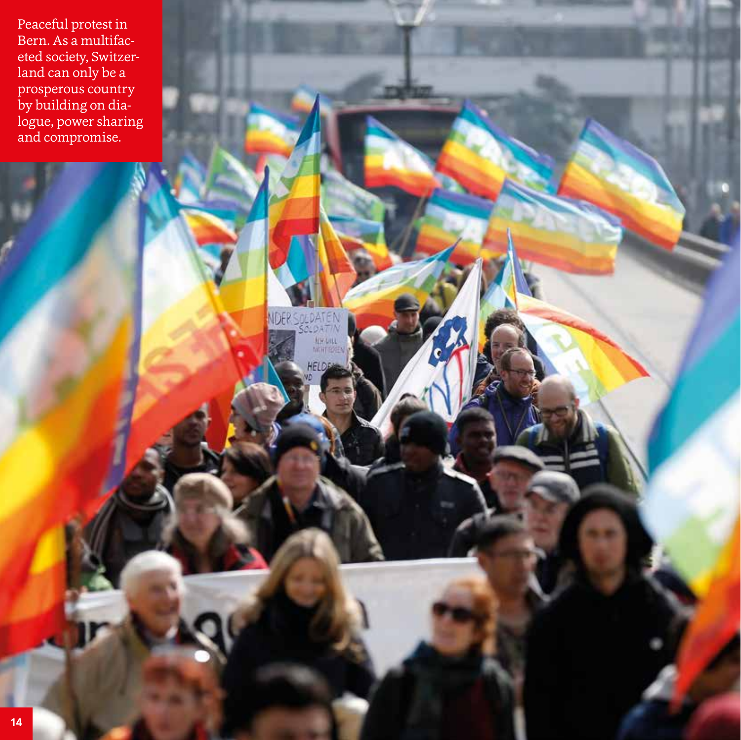Peaceful protest in Bern. As a multifaceted society, Switzerland can only be a prosperous country by building on dialogue, power sharing and compromise.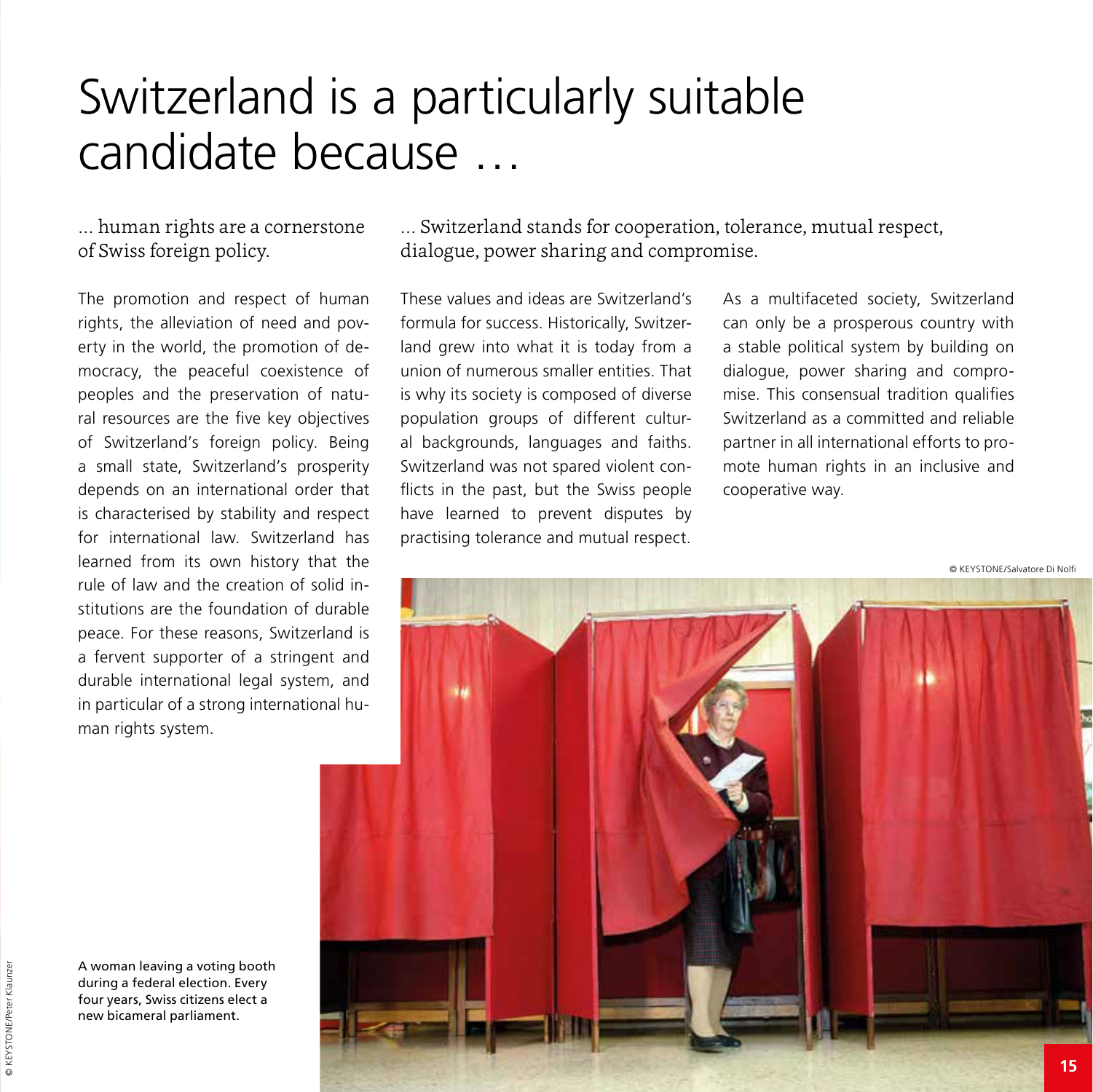# Switzerland is a particularly suitable candidate because …

## … human rights are a cornerstone of Swiss foreign policy.

The promotion and respect of human rights, the alleviation of need and poverty in the world, the promotion of democracy, the peaceful coexistence of peoples and the preservation of natural resources are the five key objectives of Switzerland's foreign policy. Being a small state, Switzerland's prosperity depends on an international order that is characterised by stability and respect for international law. Switzerland has learned from its own history that the rule of law and the creation of solid institutions are the foundation of durable peace. For these reasons, Switzerland is a fervent supporter of a stringent and durable international legal system, and in particular of a strong international human rights system.

## … Switzerland stands for cooperation, tolerance, mutual respect, dialogue, power sharing and compromise.

These values and ideas are Switzerland's formula for success. Historically, Switzerland grew into what it is today from a union of numerous smaller entities. That is why its society is composed of diverse population groups of different cultural backgrounds, languages and faiths. Switzerland was not spared violent conflicts in the past, but the Swiss people have learned to prevent disputes by practising tolerance and mutual respect.

As a multifaceted society, Switzerland can only be a prosperous country with a stable political system by building on dialogue, power sharing and compromise. This consensual tradition qualifies Switzerland as a committed and reliable partner in all international efforts to promote human rights in an inclusive and cooperative way.

© KEYSTONE/Salvatore Di Nolfi

A woman leaving a voting booth during a federal election. Every four years, Swiss citizens elect a new bicameral parliament.

© KEYSTONE/Peter Klaunzer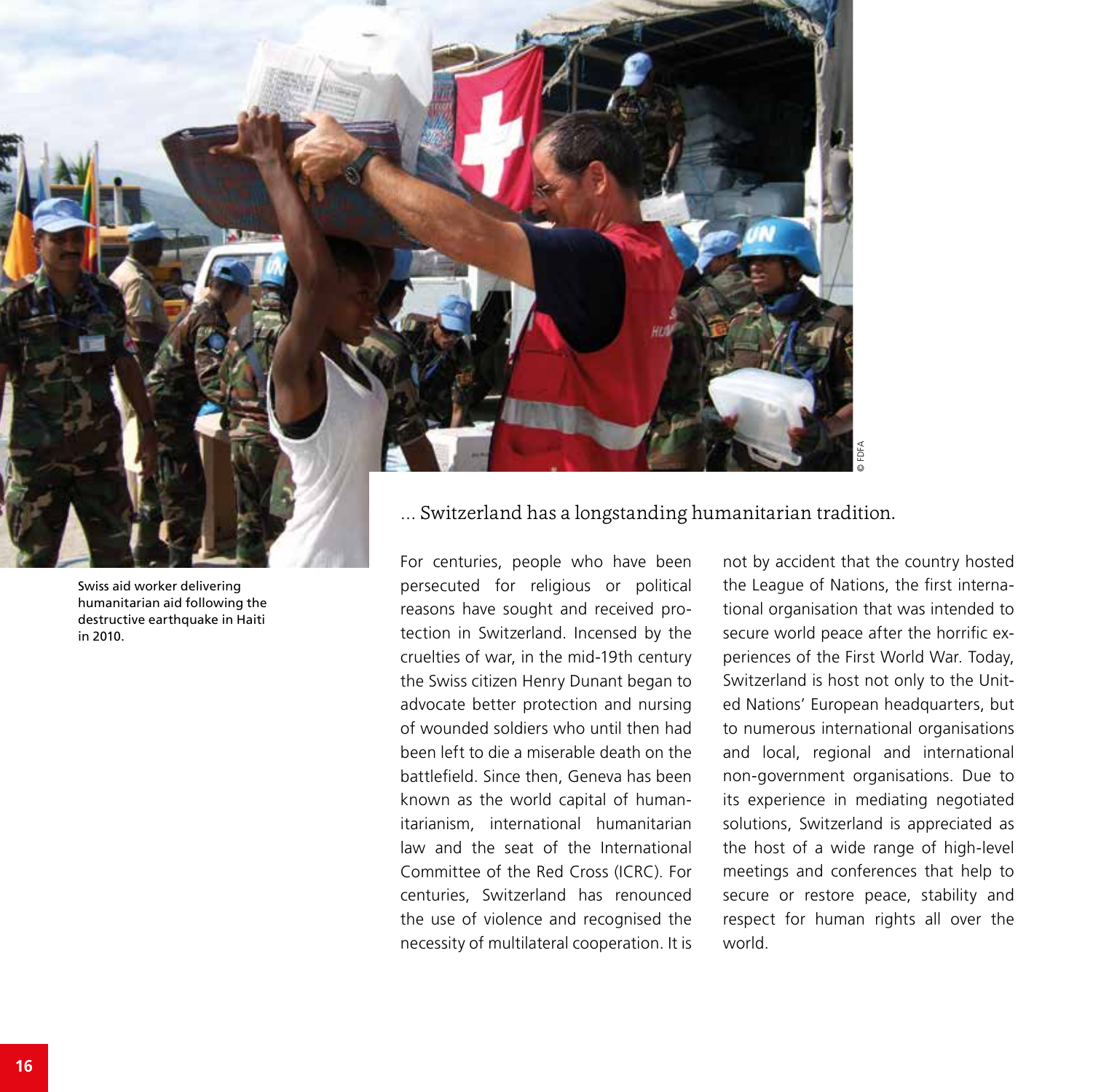Swiss aid worker delivering humanitarian aid following the destructive earthquake in Haiti in 2010.

© FDFA

## ... Switzerland has a longstanding humanitarian tradition.

For centuries, people who have been persecuted for religious or political reasons have sought and received protection in Switzerland. Incensed by the cruelties of war, in the mid-19th century the Swiss citizen Henry Dunant began to advocate better protection and nursing of wounded soldiers who until then had been left to die a miserable death on the battlefield. Since then, Geneva has been known as the world capital of humanitarianism, international humanitarian law and the seat of the International Committee of the Red Cross (ICRC). For centuries, Switzerland has renounced the use of violence and recognised the necessity of multilateral cooperation. It is not by accident that the country hosted the League of Nations, the first international organisation that was intended to secure world peace after the horrific experiences of the First World War. Today, Switzerland is host not only to the United Nations' European headquarters, but to numerous international organisations and local, regional and international non-government organisations. Due to its experience in mediating negotiated solutions, Switzerland is appreciated as the host of a wide range of high-level meetings and conferences that help to secure or restore peace, stability and respect for human rights all over the world.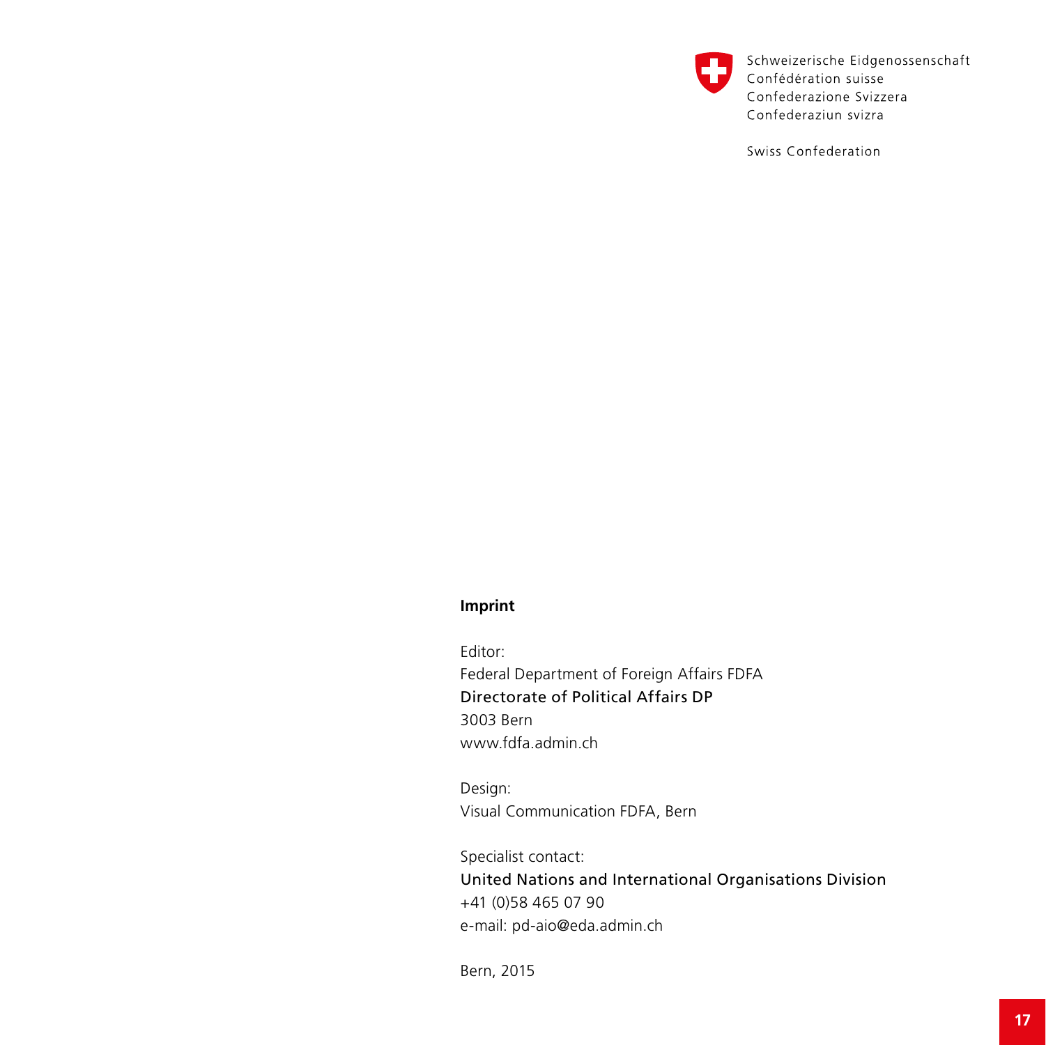Schweizerische Eidgenossenschaft
Confédération suisse
Confederazione Svizzera
Confederaziun svizra

Swiss Confederation

**Imprint**

Editor:
Federal Department of Foreign Affairs FDFA
Directorate of Political Affairs DP
3003 Bern
www.fdfa.admin.ch

Design:
Visual Communication FDFA, Bern

Specialist contact:
United Nations and International Organisations Division
+41 (0)58 465 07 90
e-mail: pd-aio@eda.admin.ch

Bern, 2015